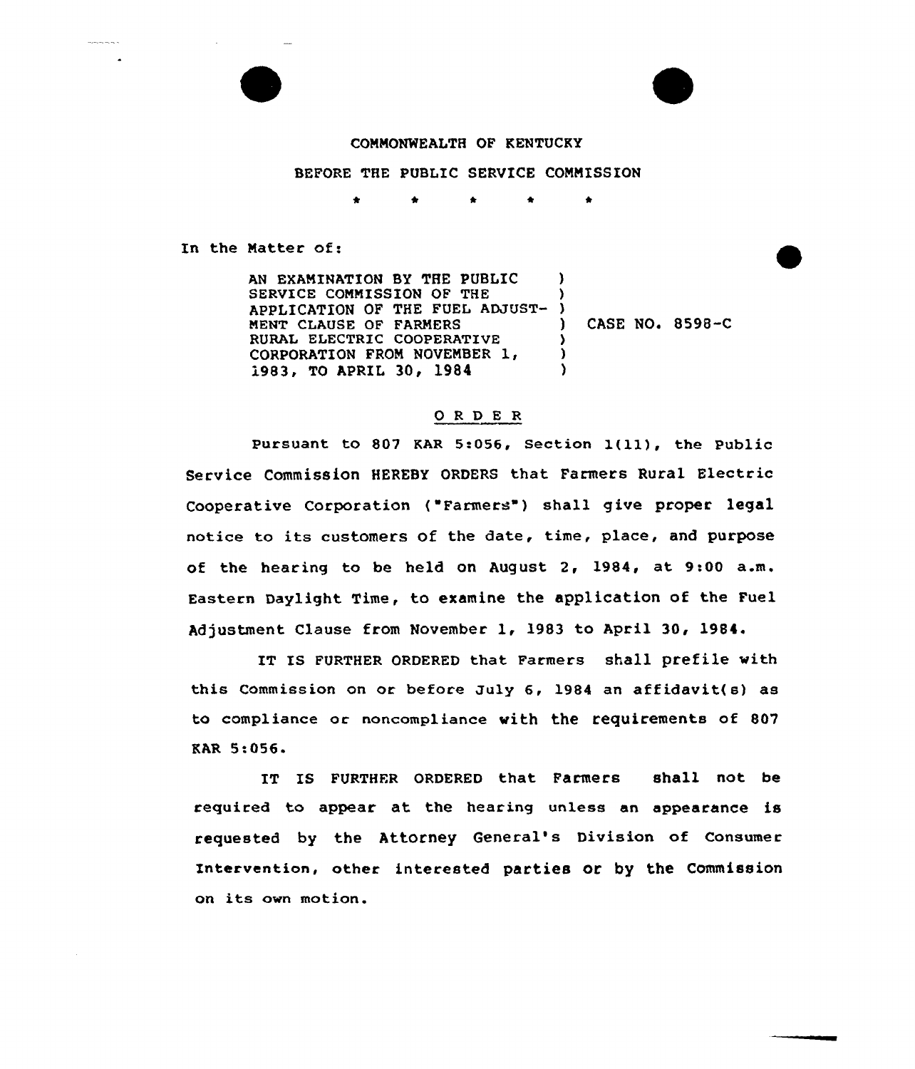COMMONWEALTH OF KENTUCKY

BEFORE THE PUBLIC SERVICE COMMISSION

\* \* \* \* \*

In the Matter of:

| | | |
|---|---|---|
| AN EXAMINATION BY THE PUBLIC SERVICE COMMISSION OF THE APPLICATION OF THE FUEL ADJUSTMENT CLAUSE OF FARMERS RURAL ELECTRIC COOPERATIVE CORPORATION FROM NOVEMBER 1, 1983, TO APRIL 30, 1984 | ) | CASE NO. 8598-C |

## ORDER

Pursuant to 807 KAR 5:056, Section 1(11), the Public Service Commission HEREBY ORDERS that Farmers Rural Electric Cooperative Corporation ("Farmers") shall give proper legal notice to its customers of the date, time, place, and purpose of the hearing to be held on August 2, 1984, at 9:00 a.m. Eastern Daylight Time, to examine the application of the Fuel Adjustment Clause from November 1, 1983 to April 30, 1984.

IT IS FURTHER ORDERED that Farmers shall prefile with this Commission on or before July 6, 1984 an affidavit(s) as to compliance or noncompliance with the requirements of 807 KAR 5:056.

IT IS FURTHER ORDERED that Farmers shall not be required to appear at the hearing unless an appearance is requested by the Attorney General's Division of Consumer Intervention, other interested parties or by the Commission on its own motion.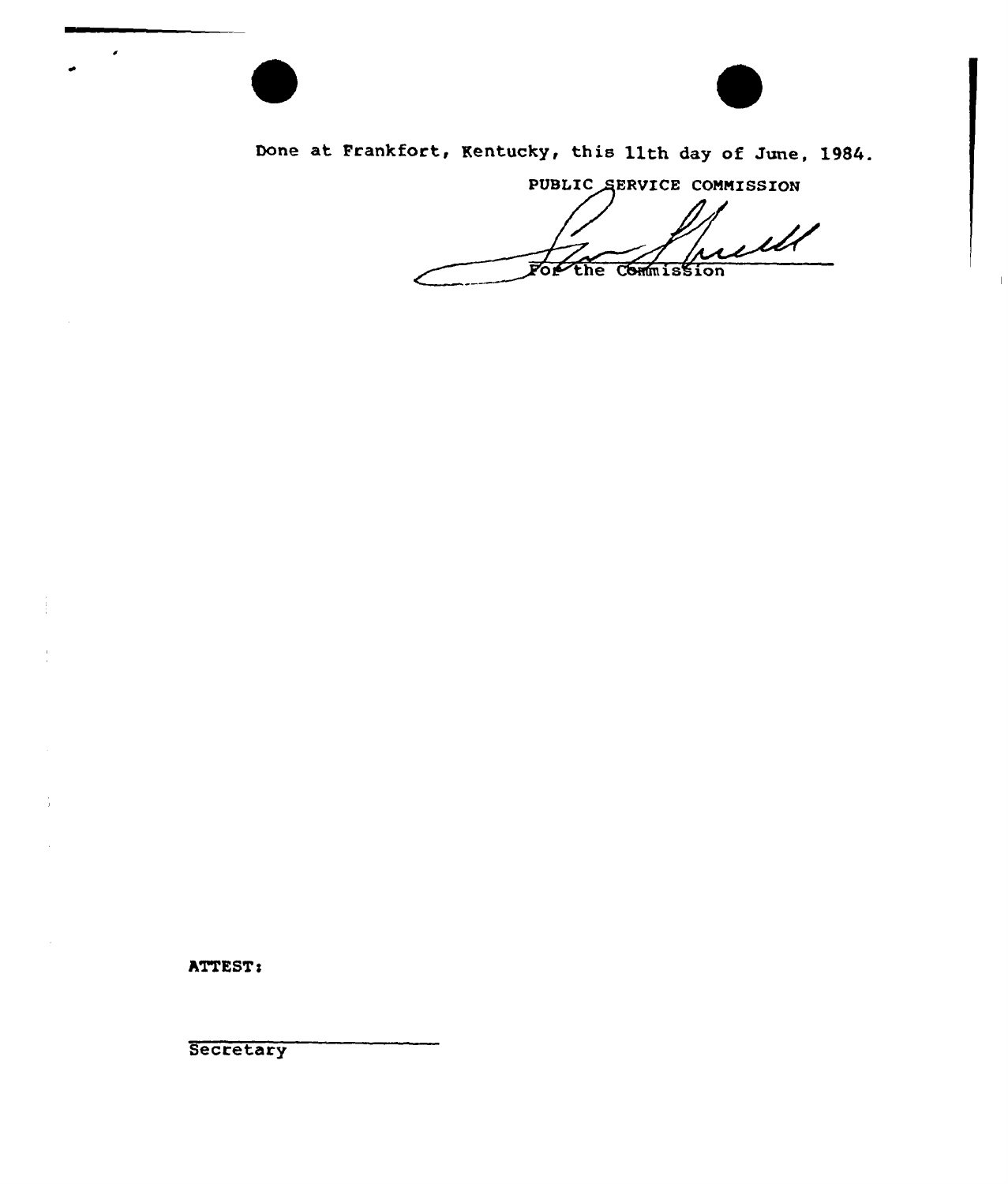Done at Frankfort, Kentucky, this 11th day of June, 1984.

PUBLIC SERVICE COMMISSION

For the Commission

ATTEST:

Secretary